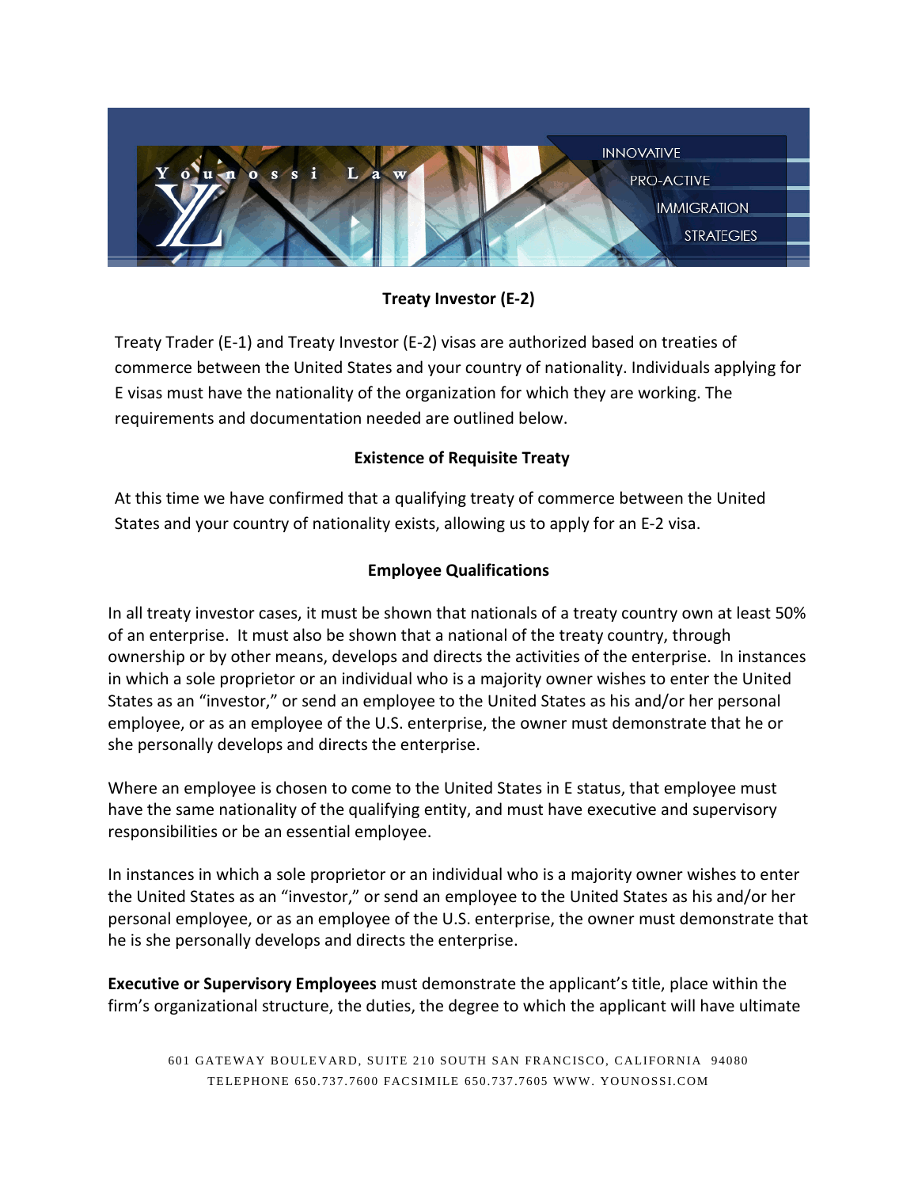## Treaty Investor (E-2)

Treaty Trader (E-1) and Treaty Investor (E-2) visas are authorized based on treaties of commerce between the United States and your country of nationality. Individuals applying for E visas must have the nationality of the organization for which they are working. The requirements and documentation needed are outlined below.

### Existence of Requisite Treaty

At this time we have confirmed that a qualifying treaty of commerce between the United States and your country of nationality exists, allowing us to apply for an E-2 visa.

### Employee Qualifications

In all treaty investor cases, it must be shown that nationals of a treaty country own at least 50% of an enterprise. It must also be shown that a national of the treaty country, through ownership or by other means, develops and directs the activities of the enterprise. In instances in which a sole proprietor or an individual who is a majority owner wishes to enter the United States as an "investor," or send an employee to the United States as his and/or her personal employee, or as an employee of the U.S. enterprise, the owner must demonstrate that he or she personally develops and directs the enterprise.

Where an employee is chosen to come to the United States in E status, that employee must have the same nationality of the qualifying entity, and must have executive and supervisory responsibilities or be an essential employee.

In instances in which a sole proprietor or an individual who is a majority owner wishes to enter the United States as an "investor," or send an employee to the United States as his and/or her personal employee, or as an employee of the U.S. enterprise, the owner must demonstrate that he is she personally develops and directs the enterprise.

**Executive or Supervisory Employees** must demonstrate the applicant's title, place within the firm's organizational structure, the duties, the degree to which the applicant will have ultimate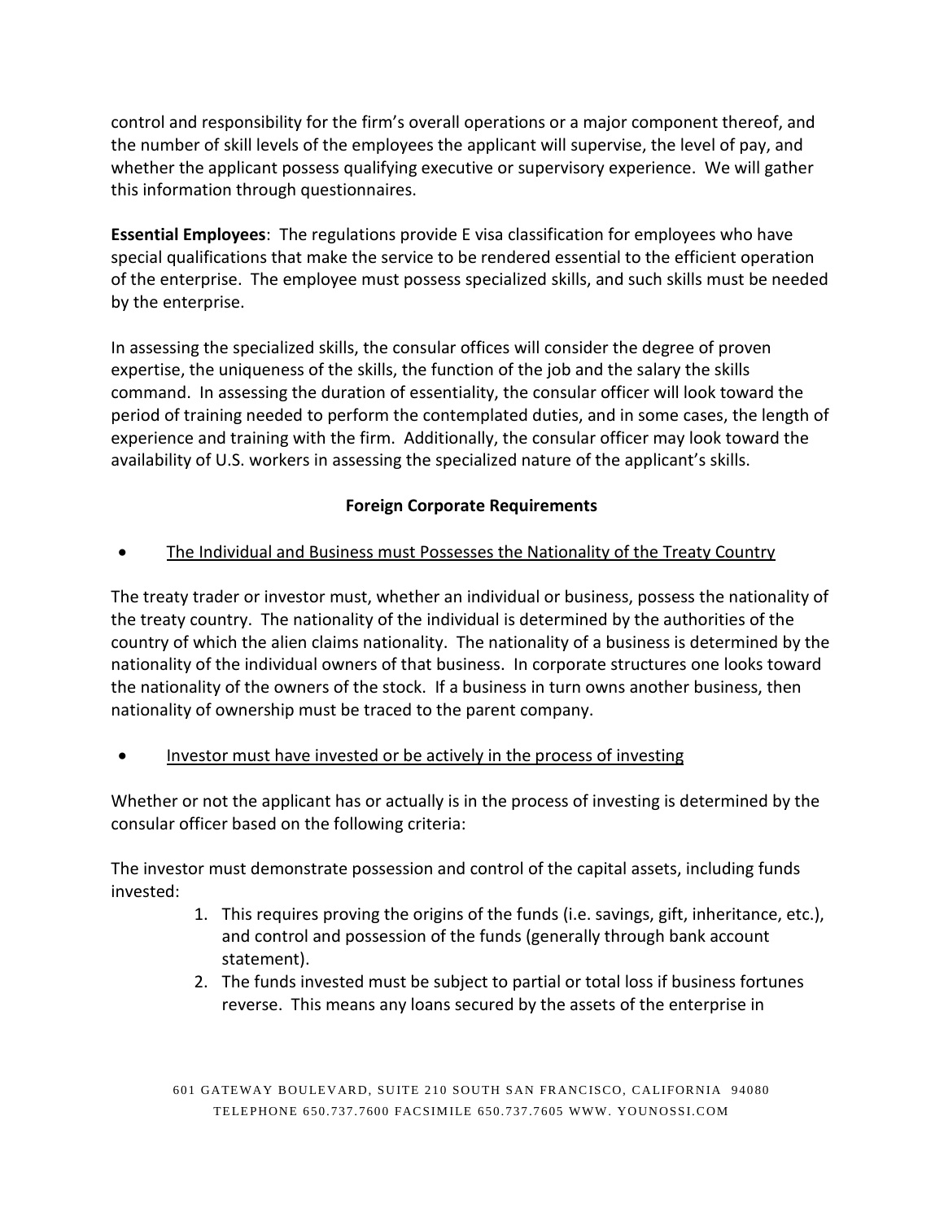control and responsibility for the firm's overall operations or a major component thereof, and the number of skill levels of the employees the applicant will supervise, the level of pay, and whether the applicant possess qualifying executive or supervisory experience. We will gather this information through questionnaires.

**Essential Employees**: The regulations provide E visa classification for employees who have special qualifications that make the service to be rendered essential to the efficient operation of the enterprise. The employee must possess specialized skills, and such skills must be needed by the enterprise.

In assessing the specialized skills, the consular offices will consider the degree of proven expertise, the uniqueness of the skills, the function of the job and the salary the skills command. In assessing the duration of essentiality, the consular officer will look toward the period of training needed to perform the contemplated duties, and in some cases, the length of experience and training with the firm. Additionally, the consular officer may look toward the availability of U.S. workers in assessing the specialized nature of the applicant's skills.

## Foreign Corporate Requirements

- <u>The Individual and Business must Possesses the Nationality of the Treaty Country</u>

The treaty trader or investor must, whether an individual or business, possess the nationality of the treaty country. The nationality of the individual is determined by the authorities of the country of which the alien claims nationality. The nationality of a business is determined by the nationality of the individual owners of that business. In corporate structures one looks toward the nationality of the owners of the stock. If a business in turn owns another business, then nationality of ownership must be traced to the parent company.

- <u>Investor must have invested or be actively in the process of investing</u>

Whether or not the applicant has or actually is in the process of investing is determined by the consular officer based on the following criteria:

The investor must demonstrate possession and control of the capital assets, including funds invested:

1. This requires proving the origins of the funds (i.e. savings, gift, inheritance, etc.), and control and possession of the funds (generally through bank account statement).
2. The funds invested must be subject to partial or total loss if business fortunes reverse. This means any loans secured by the assets of the enterprise in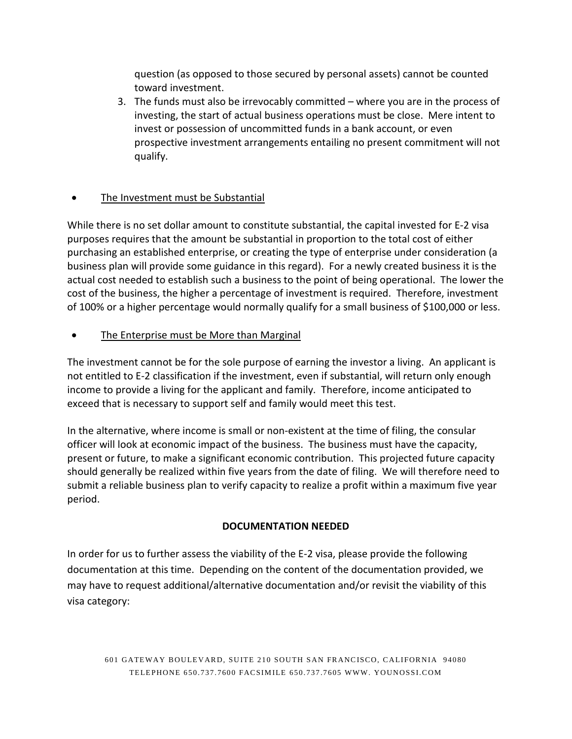question (as opposed to those secured by personal assets) cannot be counted toward investment.

3. The funds must also be irrevocably committed – where you are in the process of investing, the start of actual business operations must be close. Mere intent to invest or possession of uncommitted funds in a bank account, or even prospective investment arrangements entailing no present commitment will not qualify.

- <u>The Investment must be Substantial</u>

While there is no set dollar amount to constitute substantial, the capital invested for E-2 visa purposes requires that the amount be substantial in proportion to the total cost of either purchasing an established enterprise, or creating the type of enterprise under consideration (a business plan will provide some guidance in this regard). For a newly created business it is the actual cost needed to establish such a business to the point of being operational. The lower the cost of the business, the higher a percentage of investment is required. Therefore, investment of 100% or a higher percentage would normally qualify for a small business of $100,000 or less.

- <u>The Enterprise must be More than Marginal</u>

The investment cannot be for the sole purpose of earning the investor a living. An applicant is not entitled to E-2 classification if the investment, even if substantial, will return only enough income to provide a living for the applicant and family. Therefore, income anticipated to exceed that is necessary to support self and family would meet this test.

In the alternative, where income is small or non-existent at the time of filing, the consular officer will look at economic impact of the business. The business must have the capacity, present or future, to make a significant economic contribution. This projected future capacity should generally be realized within five years from the date of filing. We will therefore need to submit a reliable business plan to verify capacity to realize a profit within a maximum five year period.

**DOCUMENTATION NEEDED**

In order for us to further assess the viability of the E-2 visa, please provide the following documentation at this time. Depending on the content of the documentation provided, we may have to request additional/alternative documentation and/or revisit the viability of this visa category: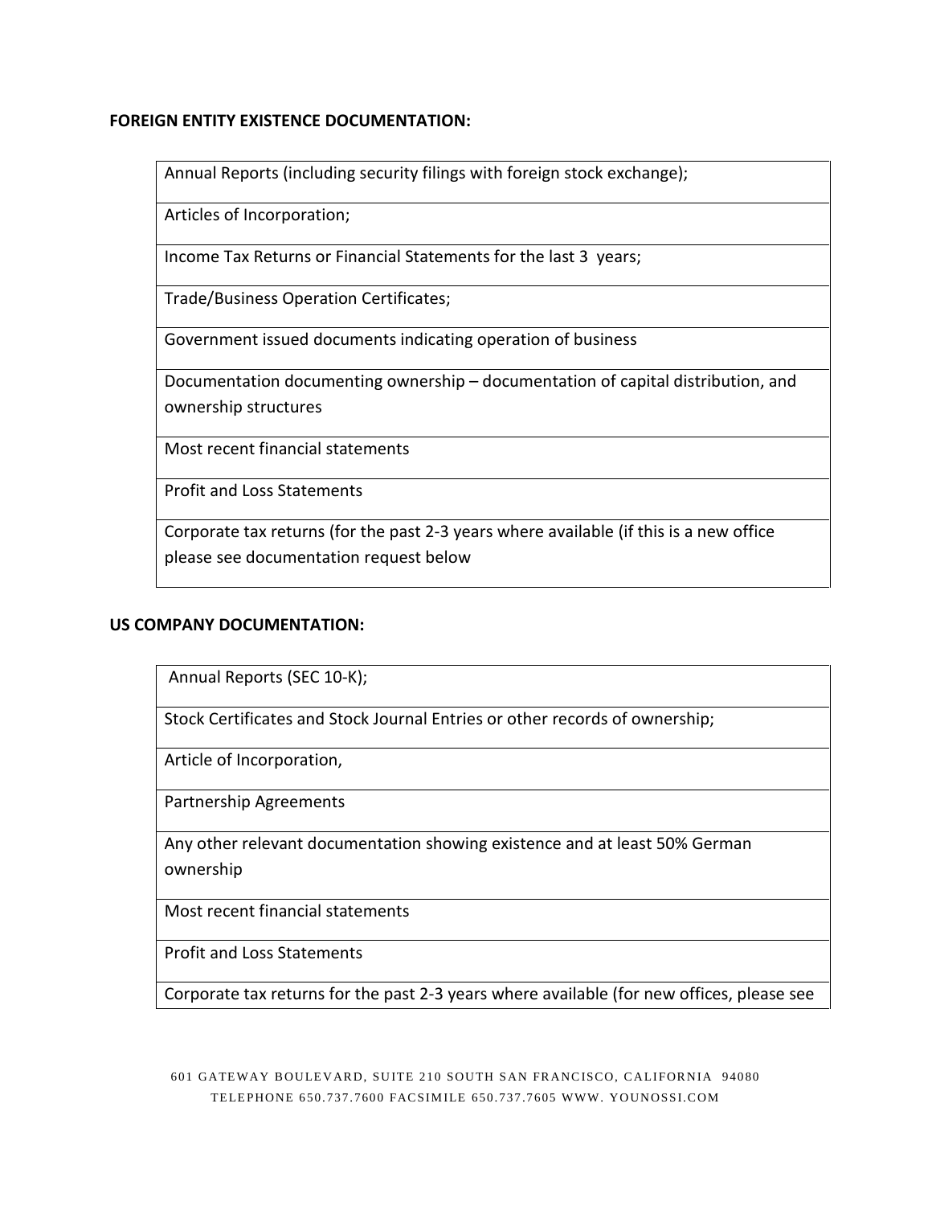**FOREIGN ENTITY EXISTENCE DOCUMENTATION:**

| Annual Reports (including security filings with foreign stock exchange); |
|---|
| Articles of Incorporation; |
| Income Tax Returns or Financial Statements for the last 3 years; |
| Trade/Business Operation Certificates; |
| Government issued documents indicating operation of business |
| Documentation documenting ownership – documentation of capital distribution, and ownership structures |
| Most recent financial statements |
| Profit and Loss Statements |
| Corporate tax returns (for the past 2-3 years where available (if this is a new office please see documentation request below |

**US COMPANY DOCUMENTATION:**

| Annual Reports (SEC 10-K); |
|---|
| Stock Certificates and Stock Journal Entries or other records of ownership; |
| Article of Incorporation, |
| Partnership Agreements |
| Any other relevant documentation showing existence and at least 50% German ownership |
| Most recent financial statements |
| Profit and Loss Statements |
| Corporate tax returns for the past 2-3 years where available (for new offices, please see |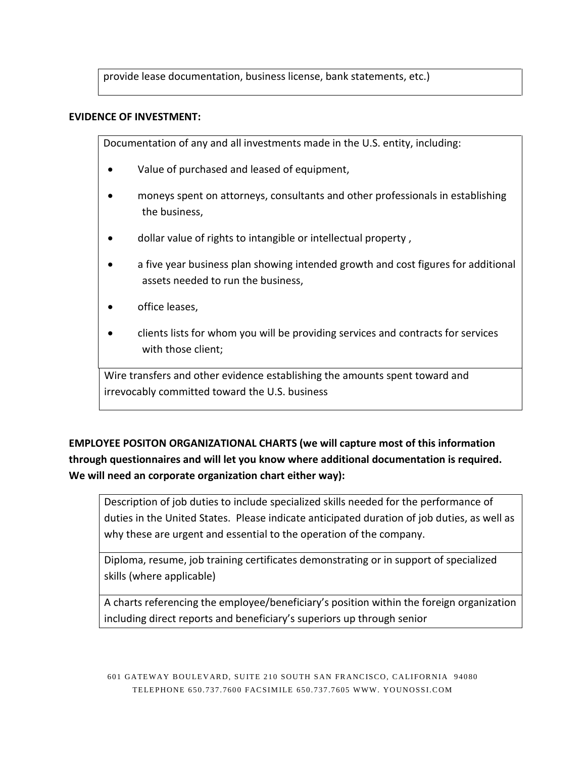provide lease documentation, business license, bank statements, etc.)

**EVIDENCE OF INVESTMENT:**

Documentation of any and all investments made in the U.S. entity, including:

- Value of purchased and leased of equipment,
- moneys spent on attorneys, consultants and other professionals in establishing the business,
- dollar value of rights to intangible or intellectual property ,
- a five year business plan showing intended growth and cost figures for additional assets needed to run the business,
- office leases,
- clients lists for whom you will be providing services and contracts for services with those client;

Wire transfers and other evidence establishing the amounts spent toward and irrevocably committed toward the U.S. business

**EMPLOYEE POSITON ORGANIZATIONAL CHARTS (we will capture most of this information through questionnaires and will let you know where additional documentation is required. We will need an corporate organization chart either way):**

Description of job duties to include specialized skills needed for the performance of duties in the United States. Please indicate anticipated duration of job duties, as well as why these are urgent and essential to the operation of the company.

Diploma, resume, job training certificates demonstrating or in support of specialized skills (where applicable)

A charts referencing the employee/beneficiary's position within the foreign organization including direct reports and beneficiary's superiors up through senior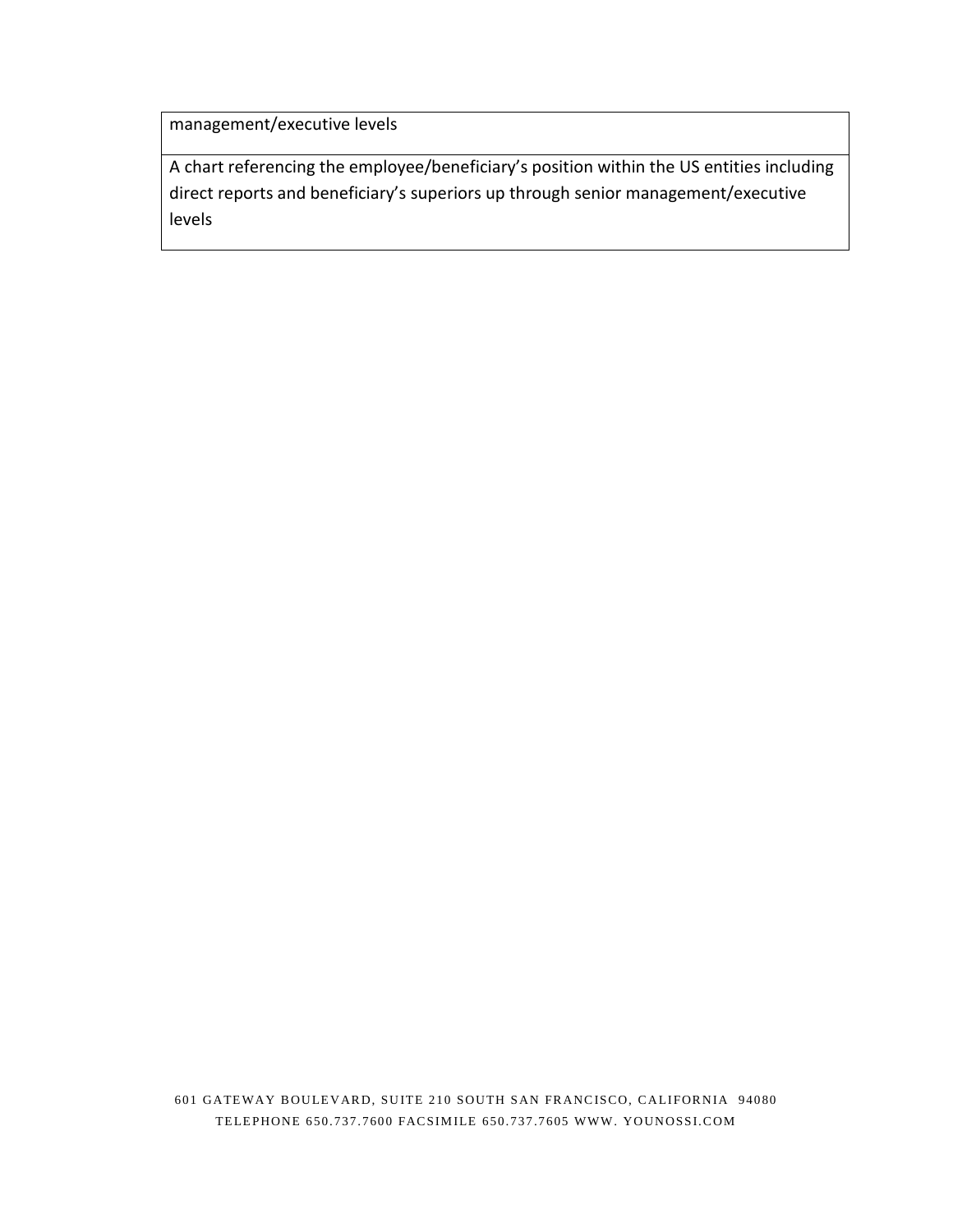| |
|---|
| management/executive levels |
| A chart referencing the employee/beneficiary's position within the US entities including direct reports and beneficiary's superiors up through senior management/executive levels |